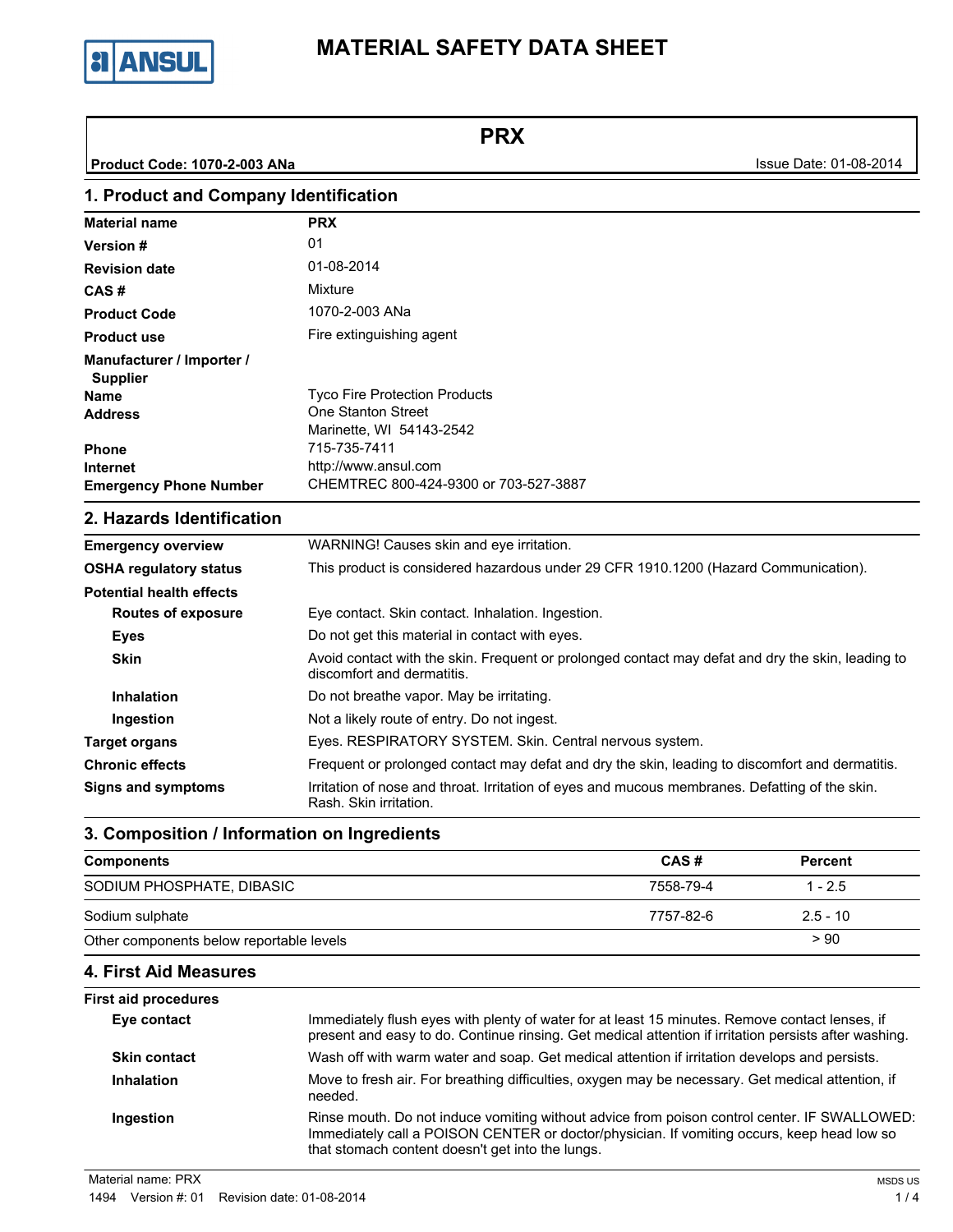# MATERIAL SAFETY DATA SHEET

## PRX

**Product Code: 1070-2-003 ANa** Issue Date: 01-08-2014

## 1. Product and Company Identification

| | |
|---|---|
| **Material name** | **PRX** |
| **Version #** | 01 |
| **Revision date** | 01-08-2014 |
| **CAS #** | Mixture |
| **Product Code** | 1070-2-003 ANa |
| **Product use** | Fire extinguishing agent |
| **Manufacturer / Importer / Supplier** | |
| **Name** | Tyco Fire Protection Products |
| **Address** | One Stanton Street<br>Marinette, WI 54143-2542 |
| **Phone** | 715-735-7411 |
| **Internet** | http://www.ansul.com |
| **Emergency Phone Number** | CHEMTREC 800-424-9300 or 703-527-3887 |

## 2. Hazards Identification

| | |
|---|---|
| **Emergency overview** | WARNING! Causes skin and eye irritation. |
| **OSHA regulatory status** | This product is considered hazardous under 29 CFR 1910.1200 (Hazard Communication). |
| **Potential health effects** | |
| **Routes of exposure** | Eye contact. Skin contact. Inhalation. Ingestion. |
| **Eyes** | Do not get this material in contact with eyes. |
| **Skin** | Avoid contact with the skin. Frequent or prolonged contact may defat and dry the skin, leading to discomfort and dermatitis. |
| **Inhalation** | Do not breathe vapor. May be irritating. |
| **Ingestion** | Not a likely route of entry. Do not ingest. |
| **Target organs** | Eyes. RESPIRATORY SYSTEM. Skin. Central nervous system. |
| **Chronic effects** | Frequent or prolonged contact may defat and dry the skin, leading to discomfort and dermatitis. |
| **Signs and symptoms** | Irritation of nose and throat. Irritation of eyes and mucous membranes. Defatting of the skin. Rash. Skin irritation. |

## 3. Composition / Information on Ingredients

| Components | CAS # | Percent |
|---|---|---|
| SODIUM PHOSPHATE, DIBASIC | 7558-79-4 | 1 - 2.5 |
| Sodium sulphate | 7757-82-6 | 2.5 - 10 |
| Other components below reportable levels | | > 90 |

## 4. First Aid Measures

| | |
|---|---|
| **First aid procedures** | |
| **Eye contact** | Immediately flush eyes with plenty of water for at least 15 minutes. Remove contact lenses, if present and easy to do. Continue rinsing. Get medical attention if irritation persists after washing. |
| **Skin contact** | Wash off with warm water and soap. Get medical attention if irritation develops and persists. |
| **Inhalation** | Move to fresh air. For breathing difficulties, oxygen may be necessary. Get medical attention, if needed. |
| **Ingestion** | Rinse mouth. Do not induce vomiting without advice from poison control center. IF SWALLOWED: Immediately call a POISON CENTER or doctor/physician. If vomiting occurs, keep head low so that stomach content doesn't get into the lungs. |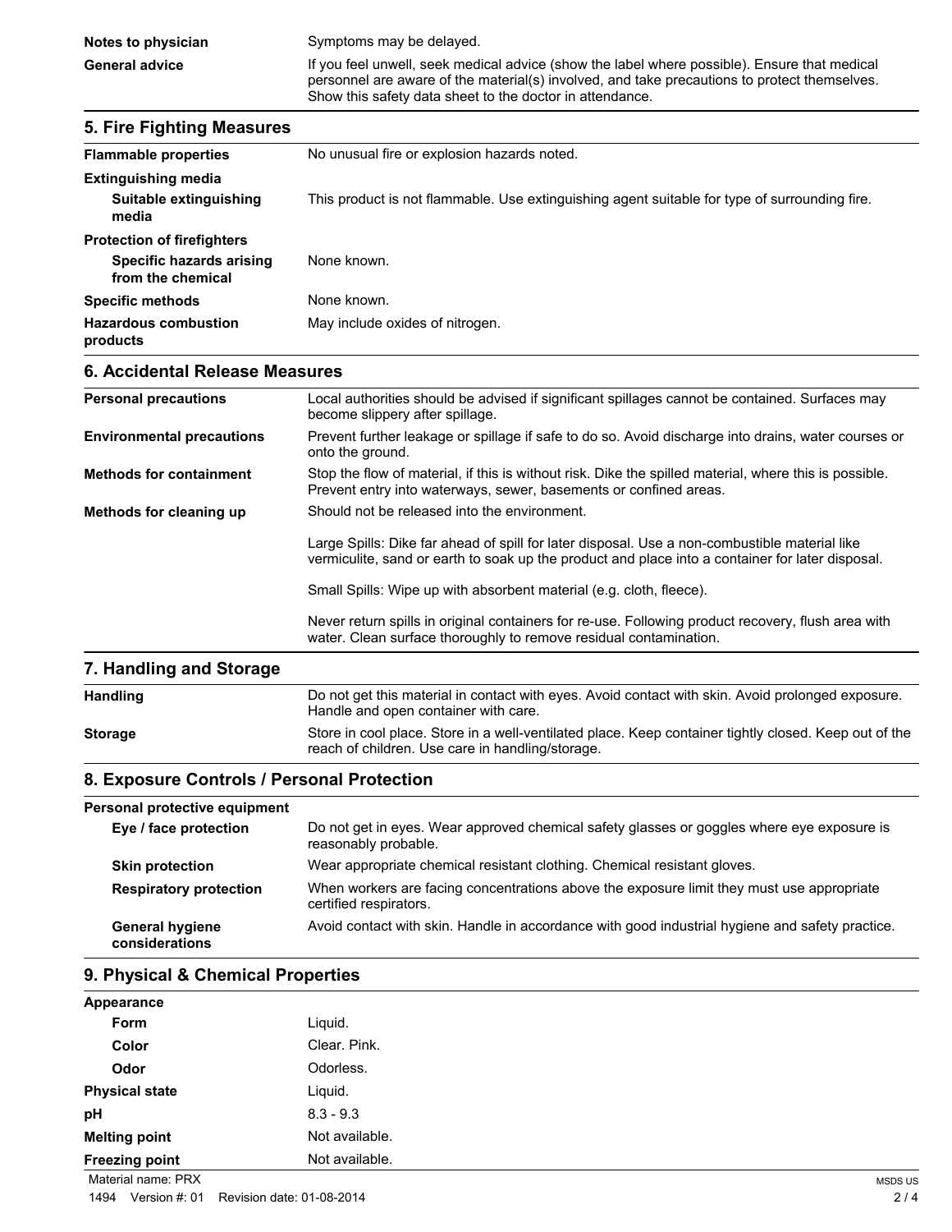| | |
|---|---|
| **Notes to physician** | Symptoms may be delayed. |
| **General advice** | If you feel unwell, seek medical advice (show the label where possible). Ensure that medical personnel are aware of the material(s) involved, and take precautions to protect themselves. Show this safety data sheet to the doctor in attendance. |

## 5. Fire Fighting Measures

| | |
|---|---|
| **Flammable properties** | No unusual fire or explosion hazards noted. |
| **Extinguishing media** | |
| **Suitable extinguishing media** | This product is not flammable. Use extinguishing agent suitable for type of surrounding fire. |
| **Protection of firefighters** | |
| **Specific hazards arising from the chemical** | None known. |
| **Specific methods** | None known. |
| **Hazardous combustion products** | May include oxides of nitrogen. |

## 6. Accidental Release Measures

| | |
|---|---|
| **Personal precautions** | Local authorities should be advised if significant spillages cannot be contained. Surfaces may become slippery after spillage. |
| **Environmental precautions** | Prevent further leakage or spillage if safe to do so. Avoid discharge into drains, water courses or onto the ground. |
| **Methods for containment** | Stop the flow of material, if this is without risk. Dike the spilled material, where this is possible. Prevent entry into waterways, sewer, basements or confined areas. |
| **Methods for cleaning up** | Should not be released into the environment.<br><br>Large Spills: Dike far ahead of spill for later disposal. Use a non-combustible material like vermiculite, sand or earth to soak up the product and place into a container for later disposal.<br><br>Small Spills: Wipe up with absorbent material (e.g. cloth, fleece).<br><br>Never return spills in original containers for re-use. Following product recovery, flush area with water. Clean surface thoroughly to remove residual contamination. |

## 7. Handling and Storage

| | |
|---|---|
| **Handling** | Do not get this material in contact with eyes. Avoid contact with skin. Avoid prolonged exposure. Handle and open container with care. |
| **Storage** | Store in cool place. Store in a well-ventilated place. Keep container tightly closed. Keep out of the reach of children. Use care in handling/storage. |

## 8. Exposure Controls / Personal Protection

| | |
|---|---|
| **Personal protective equipment** | |
| **Eye / face protection** | Do not get in eyes. Wear approved chemical safety glasses or goggles where eye exposure is reasonably probable. |
| **Skin protection** | Wear appropriate chemical resistant clothing. Chemical resistant gloves. |
| **Respiratory protection** | When workers are facing concentrations above the exposure limit they must use appropriate certified respirators. |
| **General hygiene considerations** | Avoid contact with skin. Handle in accordance with good industrial hygiene and safety practice. |

## 9. Physical & Chemical Properties

| | |
|---|---|
| **Appearance** | |
| **Form** | Liquid. |
| **Color** | Clear. Pink. |
| **Odor** | Odorless. |
| **Physical state** | Liquid. |
| **pH** | 8.3 - 9.3 |
| **Melting point** | Not available. |
| **Freezing point** | Not available. |

Material name: PRX

1494 Version #: 01 Revision date: 01-08-2014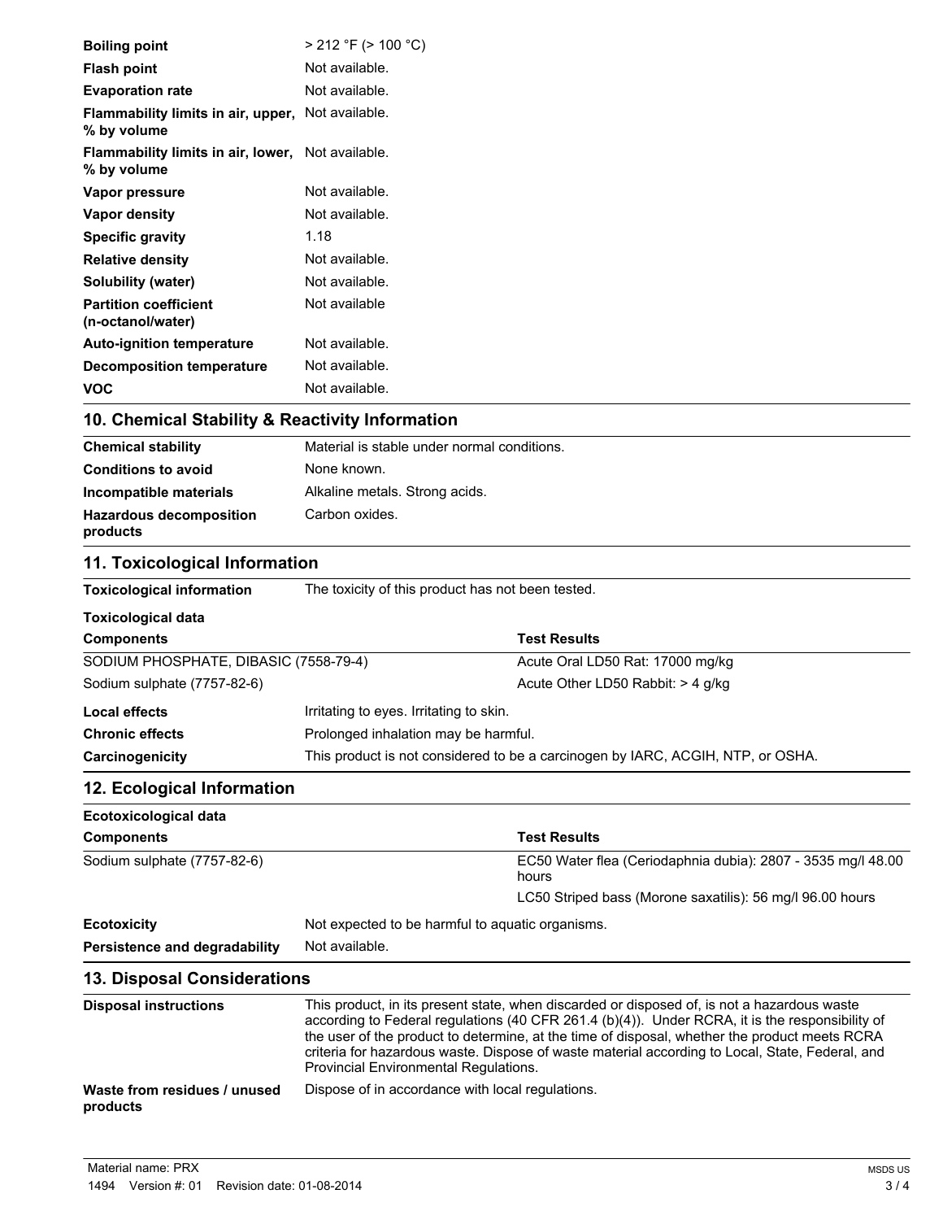| | |
|---|---|
| **Boiling point** | > 212 °F (> 100 °C) |
| **Flash point** | Not available. |
| **Evaporation rate** | Not available. |
| **Flammability limits in air, upper, % by volume** | Not available. |
| **Flammability limits in air, lower, % by volume** | Not available. |
| **Vapor pressure** | Not available. |
| **Vapor density** | Not available. |
| **Specific gravity** | 1.18 |
| **Relative density** | Not available. |
| **Solubility (water)** | Not available. |
| **Partition coefficient (n-octanol/water)** | Not available |
| **Auto-ignition temperature** | Not available. |
| **Decomposition temperature** | Not available. |
| **VOC** | Not available. |

## 10. Chemical Stability & Reactivity Information

| | |
|---|---|
| **Chemical stability** | Material is stable under normal conditions. |
| **Conditions to avoid** | None known. |
| **Incompatible materials** | Alkaline metals. Strong acids. |
| **Hazardous decomposition products** | Carbon oxides. |

## 11. Toxicological Information

**Toxicological information** The toxicity of this product has not been tested.

**Toxicological data**

| Components | Test Results |
|---|---|
| SODIUM PHOSPHATE, DIBASIC (7558-79-4) | Acute Oral LD50 Rat: 17000 mg/kg |
| Sodium sulphate (7757-82-6) | Acute Other LD50 Rabbit: > 4 g/kg |

| | |
|---|---|
| **Local effects** | Irritating to eyes. Irritating to skin. |
| **Chronic effects** | Prolonged inhalation may be harmful. |
| **Carcinogenicity** | This product is not considered to be a carcinogen by IARC, ACGIH, NTP, or OSHA. |

## 12. Ecological Information

**Ecotoxicological data**

| Components | Test Results |
|---|---|
| Sodium sulphate (7757-82-6) | EC50 Water flea (Ceriodaphnia dubia): 2807 - 3535 mg/l 48.00 hours |
| | LC50 Striped bass (Morone saxatilis): 56 mg/l 96.00 hours |

| | |
|---|---|
| **Ecotoxicity** | Not expected to be harmful to aquatic organisms. |
| **Persistence and degradability** | Not available. |

## 13. Disposal Considerations

| | |
|---|---|
| **Disposal instructions** | This product, in its present state, when discarded or disposed of, is not a hazardous waste according to Federal regulations (40 CFR 261.4 (b)(4)). Under RCRA, it is the responsibility of the user of the product to determine, at the time of disposal, whether the product meets RCRA criteria for hazardous waste. Dispose of waste material according to Local, State, Federal, and Provincial Environmental Regulations. |
| **Waste from residues / unused products** | Dispose of in accordance with local regulations. |

Material name: PRX
1494 Version #: 01 Revision date: 01-08-2014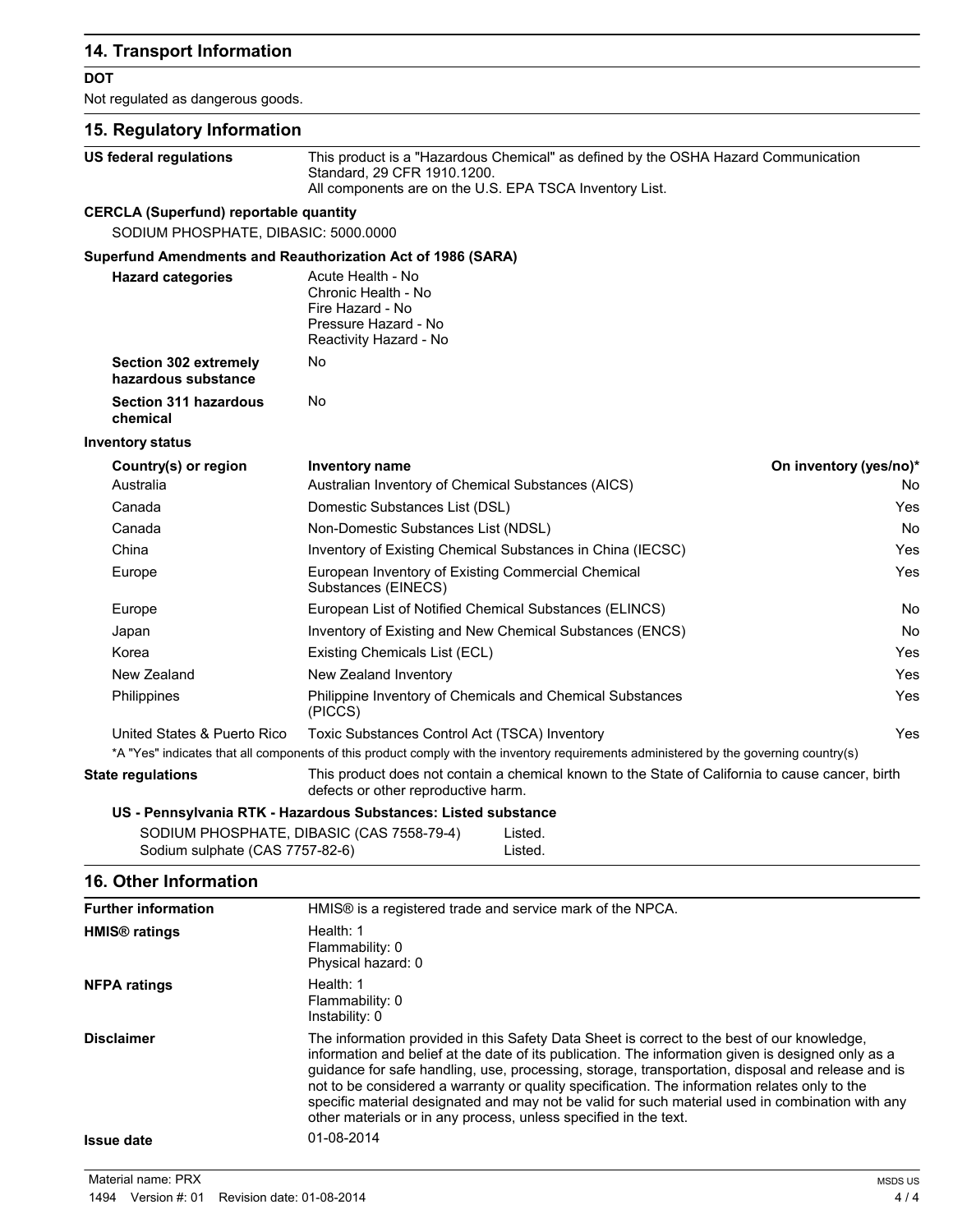## 14. Transport Information

**DOT**

Not regulated as dangerous goods.

## 15. Regulatory Information

**US federal regulations** This product is a "Hazardous Chemical" as defined by the OSHA Hazard Communication Standard, 29 CFR 1910.1200.
All components are on the U.S. EPA TSCA Inventory List.

**CERCLA (Superfund) reportable quantity**

SODIUM PHOSPHATE, DIBASIC: 5000.0000

**Superfund Amendments and Reauthorization Act of 1986 (SARA)**

**Hazard categories**
Acute Health - No
Chronic Health - No
Fire Hazard - No
Pressure Hazard - No
Reactivity Hazard - No

**Section 302 extremely hazardous substance** No

**Section 311 hazardous chemical** No

**Inventory status**

| Country(s) or region | Inventory name | On inventory (yes/no)* |
|---|---|---|
| Australia | Australian Inventory of Chemical Substances (AICS) | No |
| Canada | Domestic Substances List (DSL) | Yes |
| Canada | Non-Domestic Substances List (NDSL) | No |
| China | Inventory of Existing Chemical Substances in China (IECSC) | Yes |
| Europe | European Inventory of Existing Commercial Chemical Substances (EINECS) | Yes |
| Europe | European List of Notified Chemical Substances (ELINCS) | No |
| Japan | Inventory of Existing and New Chemical Substances (ENCS) | No |
| Korea | Existing Chemicals List (ECL) | Yes |
| New Zealand | New Zealand Inventory | Yes |
| Philippines | Philippine Inventory of Chemicals and Chemical Substances (PICCS) | Yes |
| United States & Puerto Rico | Toxic Substances Control Act (TSCA) Inventory | Yes |

*A "Yes" indicates that all components of this product comply with the inventory requirements administered by the governing country(s)

**State regulations** This product does not contain a chemical known to the State of California to cause cancer, birth defects or other reproductive harm.

**US - Pennsylvania RTK - Hazardous Substances: Listed substance**

SODIUM PHOSPHATE, DIBASIC (CAS 7558-79-4) Listed.
Sodium sulphate (CAS 7757-82-6) Listed.

## 16. Other Information

**Further information** HMIS® is a registered trade and service mark of the NPCA.

**HMIS® ratings**
Health: 1
Flammability: 0
Physical hazard: 0

**NFPA ratings**
Health: 1
Flammability: 0
Instability: 0

**Disclaimer** The information provided in this Safety Data Sheet is correct to the best of our knowledge, information and belief at the date of its publication. The information given is designed only as a guidance for safe handling, use, processing, storage, transportation, disposal and release and is not to be considered a warranty or quality specification. The information relates only to the specific material designated and may not be valid for such material used in combination with any other materials or in any process, unless specified in the text.

**Issue date** 01-08-2014